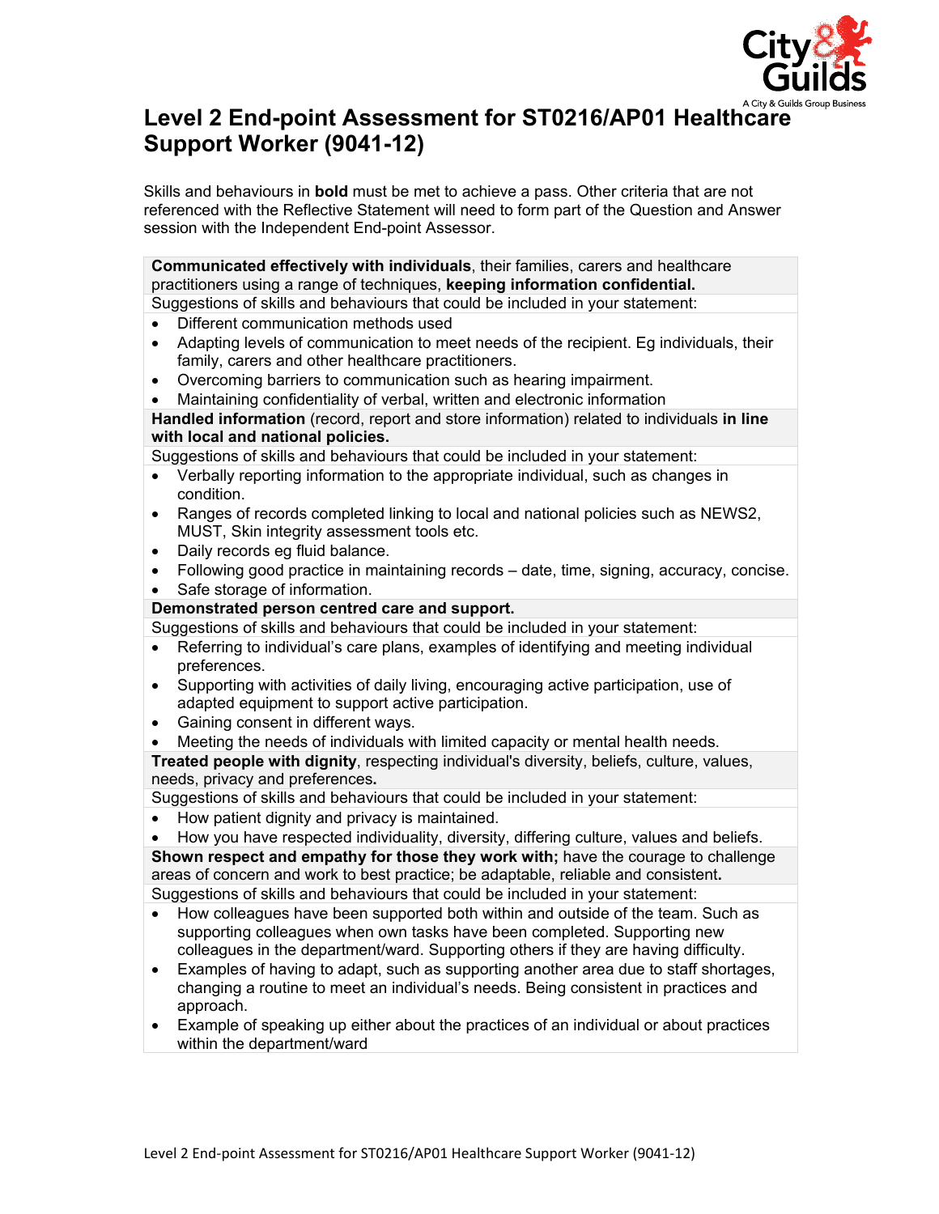# Level 2 End-point Assessment for ST0216/AP01 Healthcare Support Worker (9041-12)

Skills and behaviours in **bold** must be met to achieve a pass. Other criteria that are not referenced with the Reflective Statement will need to form part of the Question and Answer session with the Independent End-point Assessor.

**Communicated effectively with individuals**, their families, carers and healthcare practitioners using a range of techniques, **keeping information confidential.**

Suggestions of skills and behaviours that could be included in your statement:

- Different communication methods used
- Adapting levels of communication to meet needs of the recipient. Eg individuals, their family, carers and other healthcare practitioners.
- Overcoming barriers to communication such as hearing impairment.
- Maintaining confidentiality of verbal, written and electronic information

**Handled information** (record, report and store information) related to individuals **in line with local and national policies.**

Suggestions of skills and behaviours that could be included in your statement:

- Verbally reporting information to the appropriate individual, such as changes in condition.
- Ranges of records completed linking to local and national policies such as NEWS2, MUST, Skin integrity assessment tools etc.
- Daily records eg fluid balance.
- Following good practice in maintaining records – date, time, signing, accuracy, concise.
- Safe storage of information.

**Demonstrated person centred care and support.**

Suggestions of skills and behaviours that could be included in your statement:

- Referring to individual's care plans, examples of identifying and meeting individual preferences.
- Supporting with activities of daily living, encouraging active participation, use of adapted equipment to support active participation.
- Gaining consent in different ways.
- Meeting the needs of individuals with limited capacity or mental health needs.

**Treated people with dignity**, respecting individual's diversity, beliefs, culture, values, needs, privacy and preferences**.**

Suggestions of skills and behaviours that could be included in your statement:

- How patient dignity and privacy is maintained.
- How you have respected individuality, diversity, differing culture, values and beliefs.

**Shown respect and empathy for those they work with;** have the courage to challenge areas of concern and work to best practice; be adaptable, reliable and consistent**.**

Suggestions of skills and behaviours that could be included in your statement:

- How colleagues have been supported both within and outside of the team. Such as supporting colleagues when own tasks have been completed. Supporting new colleagues in the department/ward. Supporting others if they are having difficulty.
- Examples of having to adapt, such as supporting another area due to staff shortages, changing a routine to meet an individual's needs. Being consistent in practices and approach.
- Example of speaking up either about the practices of an individual or about practices within the department/ward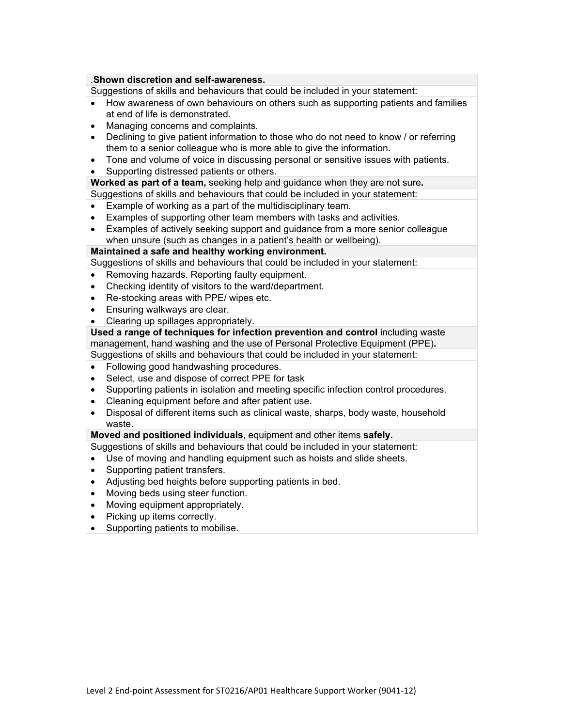.**Shown discretion and self-awareness.**

Suggestions of skills and behaviours that could be included in your statement:

- How awareness of own behaviours on others such as supporting patients and families at end of life is demonstrated.
- Managing concerns and complaints.
- Declining to give patient information to those who do not need to know / or referring them to a senior colleague who is more able to give the information.
- Tone and volume of voice in discussing personal or sensitive issues with patients.
- Supporting distressed patients or others.

**Worked as part of a team,** seeking help and guidance when they are not sure**.**

Suggestions of skills and behaviours that could be included in your statement:

- Example of working as a part of the multidisciplinary team.
- Examples of supporting other team members with tasks and activities.
- Examples of actively seeking support and guidance from a more senior colleague when unsure (such as changes in a patient's health or wellbeing).

**Maintained a safe and healthy working environment.**

Suggestions of skills and behaviours that could be included in your statement:

- Removing hazards. Reporting faulty equipment.
- Checking identity of visitors to the ward/department.
- Re-stocking areas with PPE/ wipes etc.
- Ensuring walkways are clear.
- Clearing up spillages appropriately.

**Used a range of techniques for infection prevention and control** including waste management, hand washing and the use of Personal Protective Equipment (PPE)**.**

Suggestions of skills and behaviours that could be included in your statement:

- Following good handwashing procedures.
- Select, use and dispose of correct PPE for task
- Supporting patients in isolation and meeting specific infection control procedures.
- Cleaning equipment before and after patient use.
- Disposal of different items such as clinical waste, sharps, body waste, household waste.

**Moved and positioned individuals**, equipment and other items **safely.**

Suggestions of skills and behaviours that could be included in your statement:

- Use of moving and handling equipment such as hoists and slide sheets.
- Supporting patient transfers.
- Adjusting bed heights before supporting patients in bed.
- Moving beds using steer function.
- Moving equipment appropriately.
- Picking up items correctly.
- Supporting patients to mobilise.